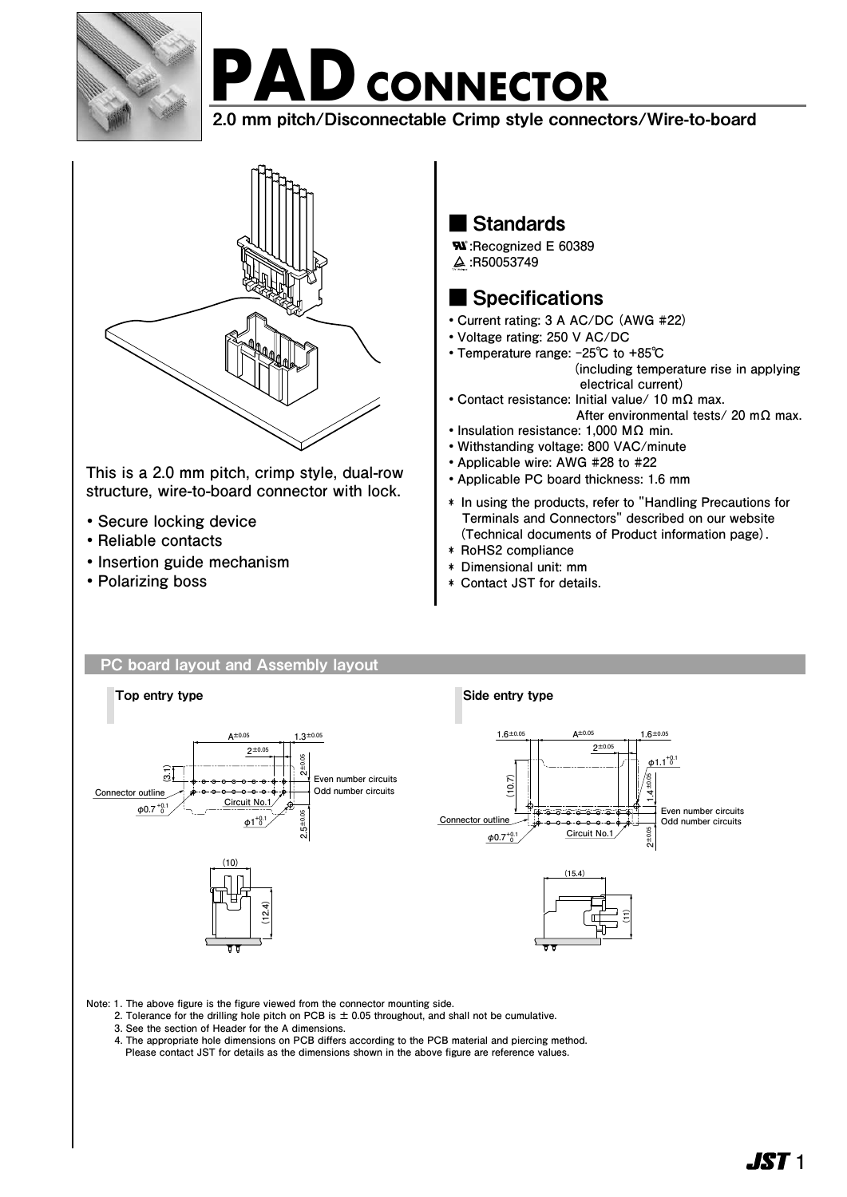# PAD CONNECTOR

**2.0 mm pitch/Disconnectable Crimp style connectors/Wire-to-board**

This is a 2.0 mm pitch, crimp style, dual-row structure, wire-to-board connector with lock.

- Secure locking device
- Reliable contacts
- Insertion guide mechanism
- Polarizing boss

## Standards

UL: Recognized E 60389
TÜV: R50053749

## Specifications

- Current rating: 3 A AC/DC (AWG #22)
- Voltage rating: 250 V AC/DC
- Temperature range: -25℃ to +85℃ (including temperature rise in applying electrical current)
- Contact resistance: Initial value/ 10 mΩ max. After environmental tests/ 20 mΩ max.
- Insulation resistance: 1,000 MΩ min.
- Withstanding voltage: 800 VAC/minute
- Applicable wire: AWG #28 to #22
- Applicable PC board thickness: 1.6 mm

* In using the products, refer to "Handling Precautions for Terminals and Connectors" described on our website (Technical documents of Product information page).
* RoHS2 compliance
* Dimensional unit: mm
* Contact JST for details.

## PC board layout and Assembly layout

### Top entry type

A±0.05, 1.3±0.05, 2±0.05, (3.1), 2±0.05, 2.5±0.05, φ0.7 $^{+0.1}_{0}$, φ1 $^{+0.1}_{0}$

Connector outline, Circuit No.1, Even number circuits, Odd number circuits

(10), (12.4)

### Side entry type

1.6±0.05, A±0.05, 1.6±0.05, 2±0.05, φ1.1 $^{+0.1}_{0}$, (10.7), 1.4±0.05, 2±0.05, φ0.7 $^{+0.1}_{0}$

Connector outline, Circuit No.1, Even number circuits, Odd number circuits

(15.4), (11)

Note: 1. The above figure is the figure viewed from the connector mounting side.
2. Tolerance for the drilling hole pitch on PCB is ± 0.05 throughout, and shall not be cumulative.
3. See the section of Header for the A dimensions.
4. The appropriate hole dimensions on PCB differs according to the PCB material and piercing method. Please contact JST for details as the dimensions shown in the above figure are reference values.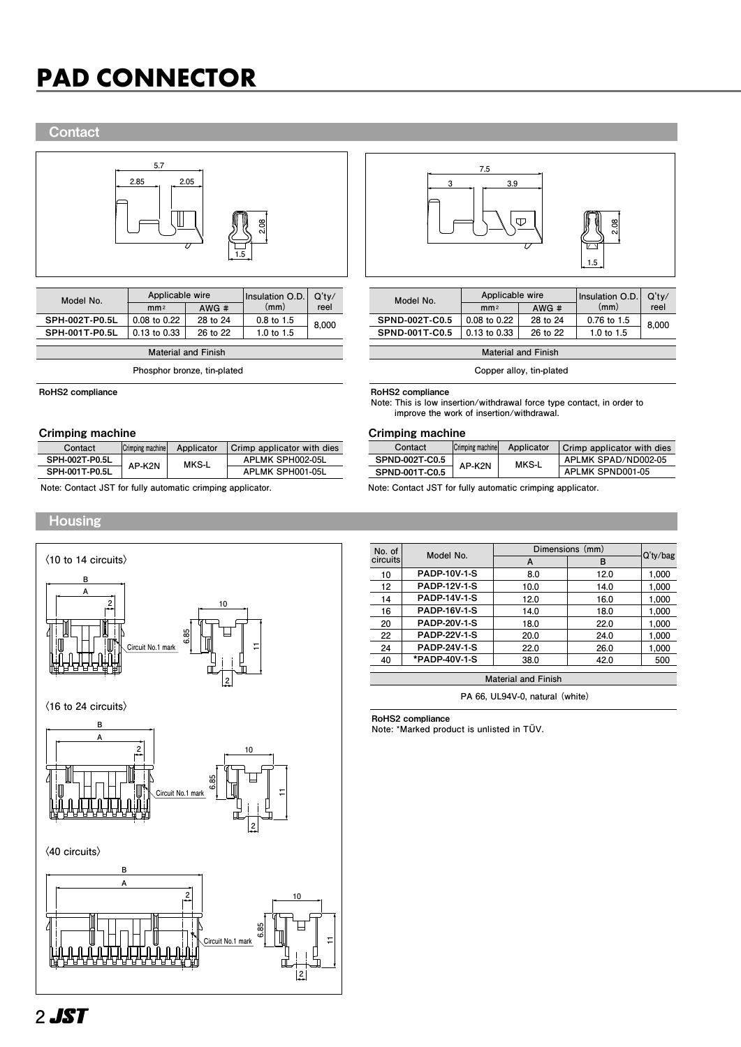# PAD CONNECTOR

## Contact

| Model No. | Applicable wire | | Insulation O.D. (mm) | Q'ty/ reel |
|---|---|---|---|---|
| | mm² | AWG # | | |
| **SPH-002T-P0.5L** | 0.08 to 0.22 | 28 to 24 | 0.8 to 1.5 | 8,000 |
| **SPH-001T-P0.5L** | 0.13 to 0.33 | 26 to 22 | 1.0 to 1.5 | |

| Material and Finish |
|---|
| Phosphor bronze, tin-plated |

**RoHS2 compliance**

### Crimping machine

| Contact | Crimping machine | Applicator | Crimp applicator with dies |
|---|---|---|---|
| **SPH-002T-P0.5L** | AP-K2N | MKS-L | APLMK SPH002-05L |
| **SPH-001T-P0.5L** | | | APLMK SPH001-05L |

Note: Contact JST for fully automatic crimping applicator.

| Model No. | Applicable wire | | Insulation O.D. (mm) | Q'ty/ reel |
|---|---|---|---|---|
| | mm² | AWG # | | |
| **SPND-002T-C0.5** | 0.08 to 0.22 | 28 to 24 | 0.76 to 1.5 | 8,000 |
| **SPND-001T-C0.5** | 0.13 to 0.33 | 26 to 22 | 1.0 to 1.5 | |

| Material and Finish |
|---|
| Copper alloy, tin-plated |

**RoHS2 compliance**

Note: This is low insertion/withdrawal force type contact, in order to improve the work of insertion/withdrawal.

### Crimping machine

| Contact | Crimping machine | Applicator | Crimp applicator with dies |
|---|---|---|---|
| **SPND-002T-C0.5** | AP-K2N | MKS-L | APLMK SPAD/ND002-05 |
| **SPND-001T-C0.5** | | | APLMK SPND001-05 |

Note: Contact JST for fully automatic crimping applicator.

## Housing

〈10 to 14 circuits〉

〈16 to 24 circuits〉

〈40 circuits〉

| No. of circuits | Model No. | Dimensions (mm) | | Q'ty/bag |
|---|---|---|---|---|
| | | A | B | |
| 10 | **PADP-10V-1-S** | 8.0 | 12.0 | 1,000 |
| 12 | **PADP-12V-1-S** | 10.0 | 14.0 | 1,000 |
| 14 | **PADP-14V-1-S** | 12.0 | 16.0 | 1,000 |
| 16 | **PADP-16V-1-S** | 14.0 | 18.0 | 1,000 |
| 20 | **PADP-20V-1-S** | 18.0 | 22.0 | 1,000 |
| 22 | **PADP-22V-1-S** | 20.0 | 24.0 | 1,000 |
| 24 | **PADP-24V-1-S** | 22.0 | 26.0 | 1,000 |
| 40 | ***PADP-40V-1-S** | 38.0 | 42.0 | 500 |

| Material and Finish |
|---|
| PA 66, UL94V-0, natural (white) |

**RoHS2 compliance**

Note: *Marked product is unlisted in TÜV.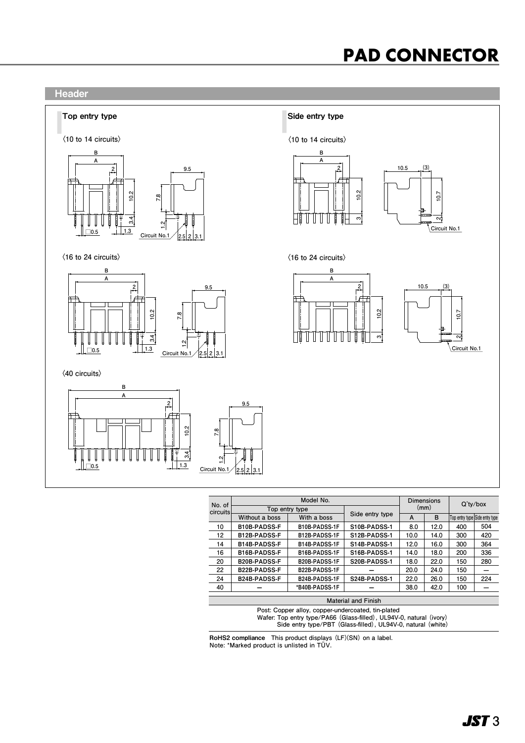## Header

### Top entry type

〈10 to 14 circuits〉

〈16 to 24 circuits〉

〈40 circuits〉

### Side entry type

〈10 to 14 circuits〉

〈16 to 24 circuits〉

| No. of circuits | Model No. | | | Dimensions (mm) | | Q'ty/box | |
|---|---|---|---|---|---|---|---|
| | Top entry type | | Side entry type | A | B | Top entry type | Side entry type |
| | Without a boss | With a boss | | | | | |
| 10 | B10B-PADSS-F | B10B-PADSS-1F | S10B-PADSS-1 | 8.0 | 12.0 | 400 | 504 |
| 12 | B12B-PADSS-F | B12B-PADSS-1F | S12B-PADSS-1 | 10.0 | 14.0 | 300 | 420 |
| 14 | B14B-PADSS-F | B14B-PADSS-1F | S14B-PADSS-1 | 12.0 | 16.0 | 300 | 364 |
| 16 | B16B-PADSS-F | B16B-PADSS-1F | S16B-PADSS-1 | 14.0 | 18.0 | 200 | 336 |
| 20 | B20B-PADSS-F | B20B-PADSS-1F | S20B-PADSS-1 | 18.0 | 22.0 | 150 | 280 |
| 22 | B22B-PADSS-F | B22B-PADSS-1F | — | 20.0 | 24.0 | 150 | — |
| 24 | B24B-PADSS-F | B24B-PADSS-1F | S24B-PADSS-1 | 22.0 | 26.0 | 150 | 224 |
| 40 | — | *B40B-PADSS-1F | — | 38.0 | 42.0 | 100 | — |

**Material and Finish**

Post: Copper alloy, copper-undercoated, tin-plated
Wafer: Top entry type/PA66 (Glass-filled), UL94V-0, natural (ivory)
Side entry type/PBT (Glass-filled), UL94V-0, natural (white)

**RoHS2 compliance** This product displays (LF)(SN) on a label.
Note: *Marked product is unlisted in TÜV.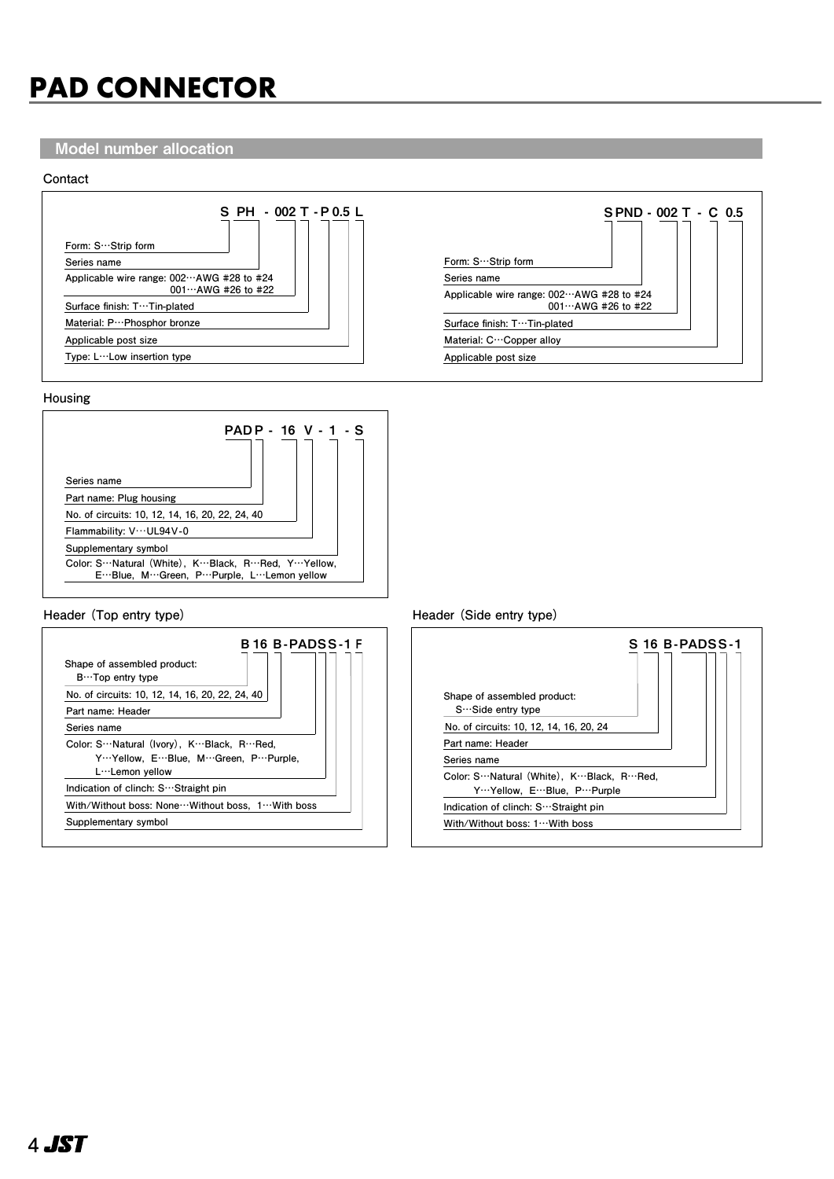# PAD CONNECTOR

## Model number allocation

### Contact

**S PH - 002 T - P 0.5 L**

- Form: S…Strip form
- Series name
- Applicable wire range: 002…AWG #28 to #24
  001…AWG #26 to #22
- Surface finish: T…Tin-plated
- Material: P…Phosphor bronze
- Applicable post size
- Type: L…Low insertion type

**S PND - 002 T - C 0.5**

- Form: S…Strip form
- Series name
- Applicable wire range: 002…AWG #28 to #24
  001…AWG #26 to #22
- Surface finish: T…Tin-plated
- Material: C…Copper alloy
- Applicable post size

### Housing

**PAD P - 16 V - 1 - S**

- Series name
- Part name: Plug housing
- No. of circuits: 10, 12, 14, 16, 20, 22, 24, 40
- Flammability: V…UL94V-0
- Supplementary symbol
- Color: S…Natural (White), K…Black, R…Red, Y…Yellow,
  E…Blue, M…Green, P…Purple, L…Lemon yellow

### Header (Top entry type)

**B 16 B - PADS S - 1 F**

- Shape of assembled product:
  B…Top entry type
- No. of circuits: 10, 12, 14, 16, 20, 22, 24, 40
- Part name: Header
- Series name
- Color: S…Natural (Ivory), K…Black, R…Red,
  Y…Yellow, E…Blue, M…Green, P…Purple,
  L…Lemon yellow
- Indication of clinch: S…Straight pin
- With/Without boss: None…Without boss, 1…With boss
- Supplementary symbol

### Header (Side entry type)

**S 16 B - PADS S - 1**

- Shape of assembled product:
  S…Side entry type
- No. of circuits: 10, 12, 14, 16, 20, 24
- Part name: Header
- Series name
- Color: S…Natural (White), K…Black, R…Red,
  Y…Yellow, E…Blue, P…Purple
- Indication of clinch: S…Straight pin
- With/Without boss: 1…With boss